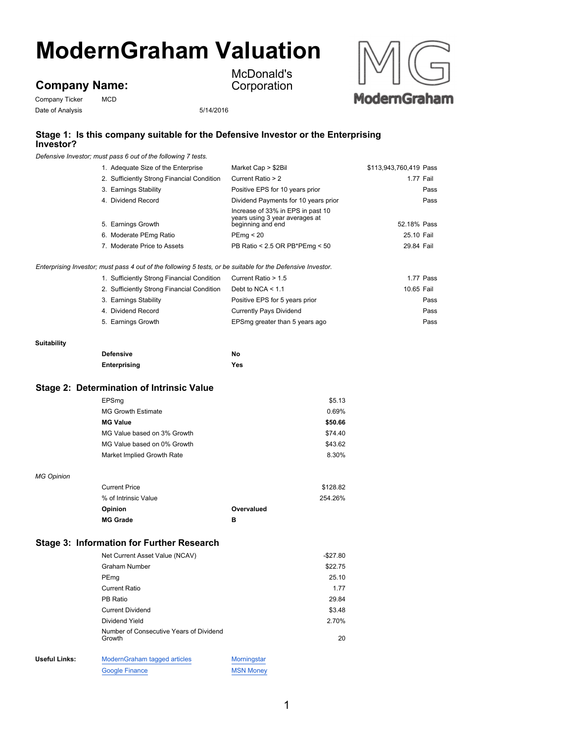# ModernGraham Valuation

## Company Name:

McDonald's Corporation

Company Ticker: MCD

Date of Analysis: 5/14/2016

### Stage 1: Is this company suitable for the Defensive Investor or the Enterprising Investor?

*Defensive Investor; must pass 6 out of the following 7 tests.*

| Test | Criterion | Value | Result |
|---|---|---|---|
| 1. Adequate Size of the Enterprise | Market Cap > $2Bil | $113,943,760,419 | Pass |
| 2. Sufficiently Strong Financial Condition | Current Ratio > 2 | 1.77 | Fail |
| 3. Earnings Stability | Positive EPS for 10 years prior | | Pass |
| 4. Dividend Record | Dividend Payments for 10 years prior | | Pass |
| 5. Earnings Growth | Increase of 33% in EPS in past 10 years using 3 year averages at beginning and end | 52.18% | Pass |
| 6. Moderate PEmg Ratio | PEmg < 20 | 25.10 | Fail |
| 7. Moderate Price to Assets | PB Ratio < 2.5 OR PB*PEmg < 50 | 29.84 | Fail |

*Enterprising Investor; must pass 4 out of the following 5 tests, or be suitable for the Defensive Investor.*

| Test | Criterion | Value | Result |
|---|---|---|---|
| 1. Sufficiently Strong Financial Condition | Current Ratio > 1.5 | 1.77 | Pass |
| 2. Sufficiently Strong Financial Condition | Debt to NCA < 1.1 | 10.65 | Fail |
| 3. Earnings Stability | Positive EPS for 5 years prior | | Pass |
| 4. Dividend Record | Currently Pays Dividend | | Pass |
| 5. Earnings Growth | EPSmg greater than 5 years ago | | Pass |

**Suitability**

| | |
|---|---|
| **Defensive** | **No** |
| **Enterprising** | **Yes** |

### Stage 2: Determination of Intrinsic Value

| | |
|---|---|
| EPSmg | $5.13 |
| MG Growth Estimate | 0.69% |
| **MG Value** | **$50.66** |
| MG Value based on 3% Growth | $74.40 |
| MG Value based on 0% Growth | $43.62 |
| Market Implied Growth Rate | 8.30% |

*MG Opinion*

| | |
|---|---|
| Current Price | $128.82 |
| % of Intrinsic Value | 254.26% |
| **Opinion** | **Overvalued** |
| **MG Grade** | **B** |

### Stage 3: Information for Further Research

| | |
|---|---|
| Net Current Asset Value (NCAV) | -$27.80 |
| Graham Number | $22.75 |
| PEmg | 25.10 |
| Current Ratio | 1.77 |
| PB Ratio | 29.84 |
| Current Dividend | $3.48 |
| Dividend Yield | 2.70% |
| Number of Consecutive Years of Dividend Growth | 20 |

**Useful Links:** ModernGraham tagged articles | Morningstar | Google Finance | MSN Money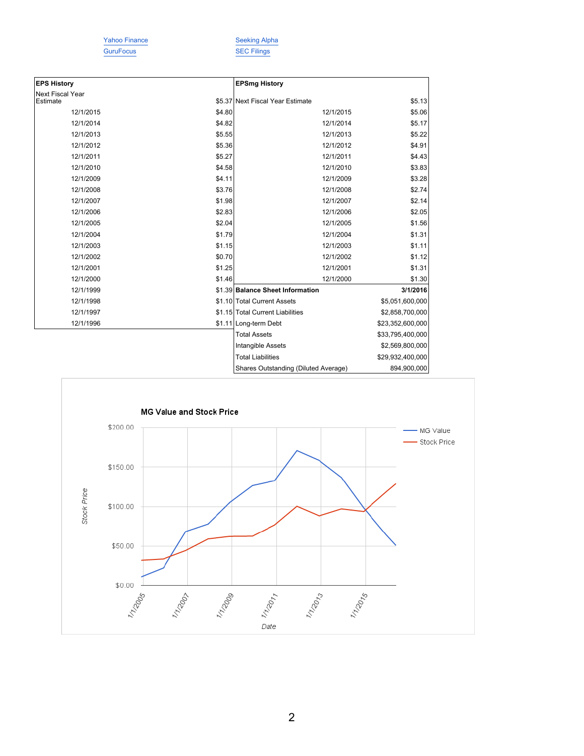Yahoo Finance
GuruFocus

Seeking Alpha
SEC Filings

| EPS History | |
|---|---|
| Next Fiscal Year Estimate | $5.37 |
| 12/1/2015 | $4.80 |
| 12/1/2014 | $4.82 |
| 12/1/2013 | $5.55 |
| 12/1/2012 | $5.36 |
| 12/1/2011 | $5.27 |
| 12/1/2010 | $4.58 |
| 12/1/2009 | $4.11 |
| 12/1/2008 | $3.76 |
| 12/1/2007 | $1.98 |
| 12/1/2006 | $2.83 |
| 12/1/2005 | $2.04 |
| 12/1/2004 | $1.79 |
| 12/1/2003 | $1.15 |
| 12/1/2002 | $0.70 |
| 12/1/2001 | $1.25 |
| 12/1/2000 | $1.46 |
| 12/1/1999 | $1.39 |
| 12/1/1998 | $1.10 |
| 12/1/1997 | $1.15 |
| 12/1/1996 | $1.11 |

| EPSmg History | |
|---|---|
| Next Fiscal Year Estimate | $5.13 |
| 12/1/2015 | $5.06 |
| 12/1/2014 | $5.17 |
| 12/1/2013 | $5.22 |
| 12/1/2012 | $4.91 |
| 12/1/2011 | $4.43 |
| 12/1/2010 | $3.83 |
| 12/1/2009 | $3.28 |
| 12/1/2008 | $2.74 |
| 12/1/2007 | $2.14 |
| 12/1/2006 | $2.05 |
| 12/1/2005 | $1.56 |
| 12/1/2004 | $1.31 |
| 12/1/2003 | $1.11 |
| 12/1/2002 | $1.12 |
| 12/1/2001 | $1.31 |
| 12/1/2000 | $1.30 |

| Balance Sheet Information | 3/1/2016 |
|---|---|
| Total Current Assets | $5,051,600,000 |
| Total Current Liabilities | $2,858,700,000 |
| Long-term Debt | $23,352,600,000 |
| Total Assets | $33,795,400,000 |
| Intangible Assets | $2,569,800,000 |
| Total Liabilities | $29,932,400,000 |
| Shares Outstanding (Diluted Average) | 894,900,000 |

**MG Value and Stock Price**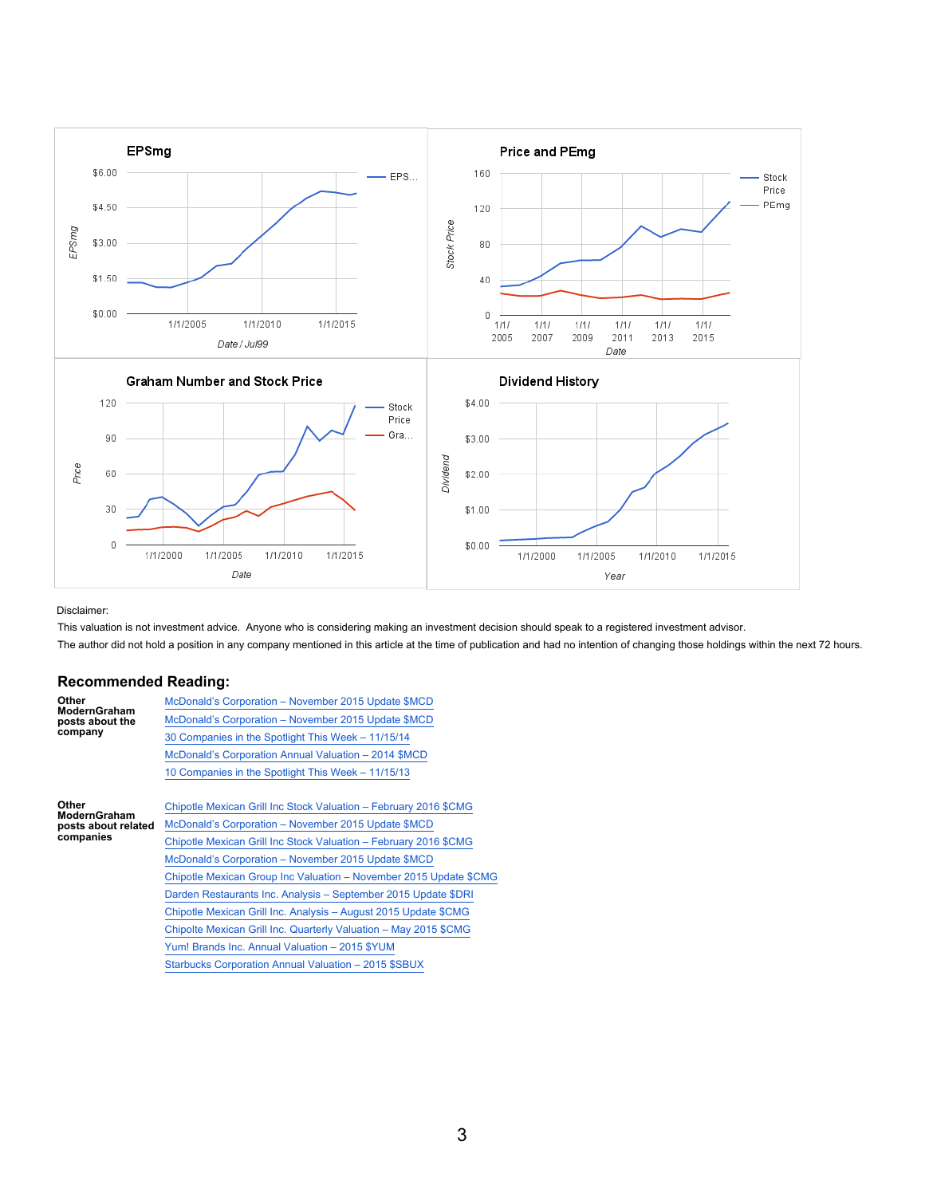EPSmg

$6.00
$4.50
$3.00
$1.50
$0.00

EPSmg

1/1/2005
1/1/2010
1/1/2015

Date / Jul99

EPS...

Price and PEmg

160
120
80
40
0

Stock Price

1/1/ 2005
1/1/ 2007
1/1/ 2009
1/1/ 2011
1/1/ 2013
1/1/ 2015

Date

Stock Price
PEmg

Graham Number and Stock Price

120
90
60
30
0

Price

1/1/2000
1/1/2005
1/1/2010
1/1/2015

Date

Stock Price
Gra...

Dividend History

$4.00
$3.00
$2.00
$1.00
$0.00

Dividend

1/1/2000
1/1/2005
1/1/2010
1/1/2015

Year

Disclaimer:

This valuation is not investment advice. Anyone who is considering making an investment decision should speak to a registered investment advisor.

The author did not hold a position in any company mentioned in this article at the time of publication and had no intention of changing those holdings within the next 72 hours.

## Recommended Reading:

**Other ModernGraham posts about the company**

- McDonald's Corporation – November 2015 Update $MCD
- McDonald's Corporation – November 2015 Update $MCD
- 30 Companies in the Spotlight This Week – 11/15/14
- McDonald's Corporation Annual Valuation – 2014 $MCD
- 10 Companies in the Spotlight This Week – 11/15/13

**Other ModernGraham posts about related companies**

- Chipotle Mexican Grill Inc Stock Valuation – February 2016 $CMG
- McDonald's Corporation – November 2015 Update $MCD
- Chipotle Mexican Grill Inc Stock Valuation – February 2016 $CMG
- McDonald's Corporation – November 2015 Update $MCD
- Chipotle Mexican Group Inc Valuation – November 2015 Update $CMG
- Darden Restaurants Inc. Analysis – September 2015 Update $DRI
- Chipotle Mexican Grill Inc. Analysis – August 2015 Update $CMG
- Chipotle Mexican Grill Inc. Quarterly Valuation – May 2015 $CMG
- Yum! Brands Inc. Annual Valuation – 2015 $YUM
- Starbucks Corporation Annual Valuation – 2015 $SBUX